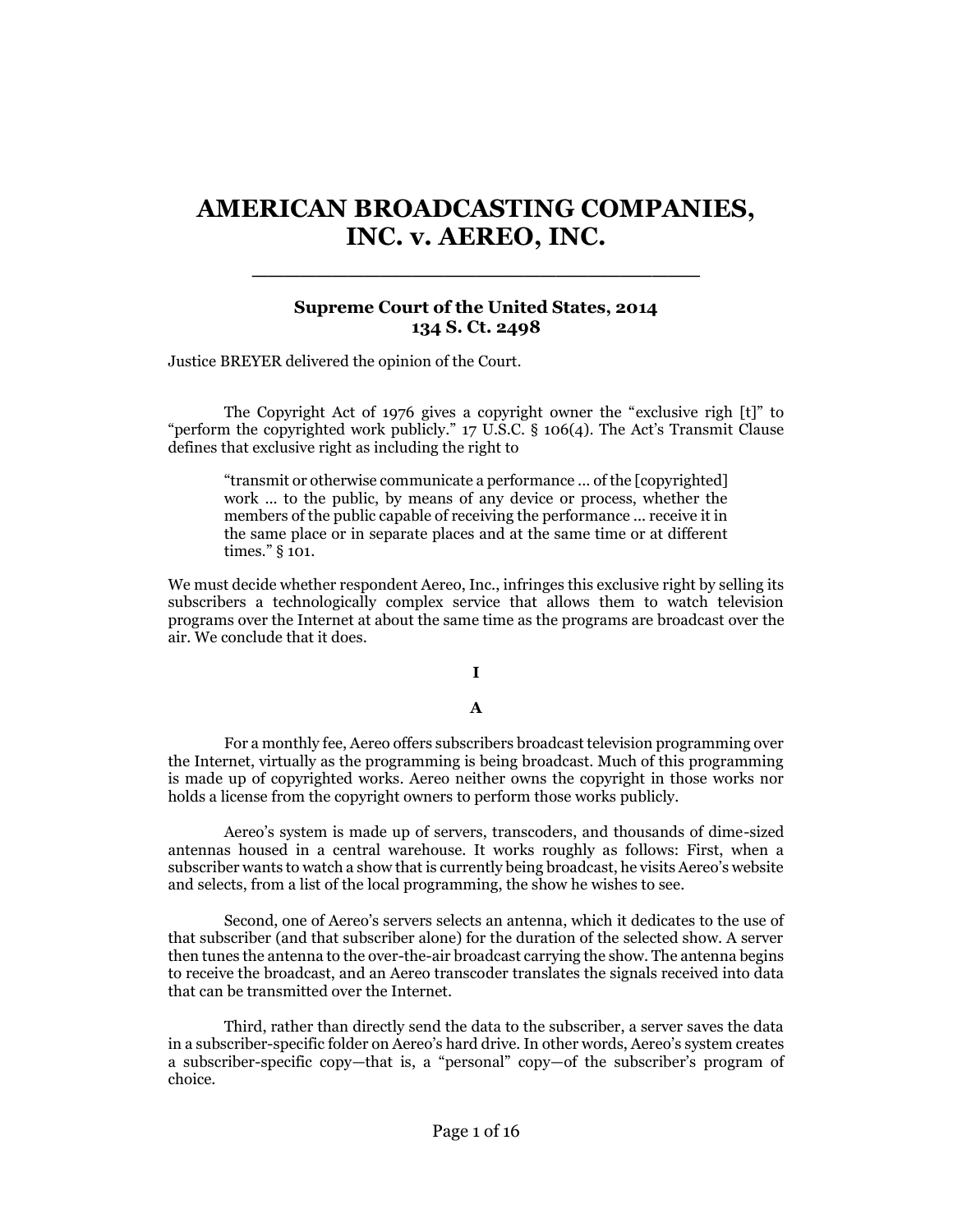# AMERICAN BROADCASTING COMPANIES, INC. v. AEREO, INC.

---

**Supreme Court of the United States, 2014**
**134 S. Ct. 2498**

Justice BREYER delivered the opinion of the Court.

The Copyright Act of 1976 gives a copyright owner the "exclusive righ [t]" to "perform the copyrighted work publicly." 17 U.S.C. § 106(4). The Act's Transmit Clause defines that exclusive right as including the right to

> "transmit or otherwise communicate a performance ... of the [copyrighted] work ... to the public, by means of any device or process, whether the members of the public capable of receiving the performance ... receive it in the same place or in separate places and at the same time or at different times." § 101.

We must decide whether respondent Aereo, Inc., infringes this exclusive right by selling its subscribers a technologically complex service that allows them to watch television programs over the Internet at about the same time as the programs are broadcast over the air. We conclude that it does.

## I

### A

For a monthly fee, Aereo offers subscribers broadcast television programming over the Internet, virtually as the programming is being broadcast. Much of this programming is made up of copyrighted works. Aereo neither owns the copyright in those works nor holds a license from the copyright owners to perform those works publicly.

Aereo's system is made up of servers, transcoders, and thousands of dime-sized antennas housed in a central warehouse. It works roughly as follows: First, when a subscriber wants to watch a show that is currently being broadcast, he visits Aereo's website and selects, from a list of the local programming, the show he wishes to see.

Second, one of Aereo's servers selects an antenna, which it dedicates to the use of that subscriber (and that subscriber alone) for the duration of the selected show. A server then tunes the antenna to the over-the-air broadcast carrying the show. The antenna begins to receive the broadcast, and an Aereo transcoder translates the signals received into data that can be transmitted over the Internet.

Third, rather than directly send the data to the subscriber, a server saves the data in a subscriber-specific folder on Aereo's hard drive. In other words, Aereo's system creates a subscriber-specific copy—that is, a "personal" copy—of the subscriber's program of choice.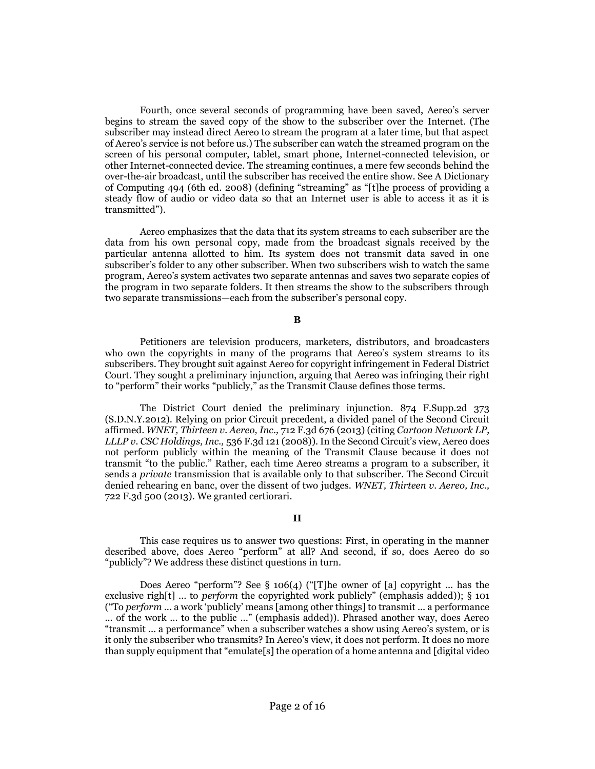Fourth, once several seconds of programming have been saved, Aereo's server begins to stream the saved copy of the show to the subscriber over the Internet. (The subscriber may instead direct Aereo to stream the program at a later time, but that aspect of Aereo's service is not before us.) The subscriber can watch the streamed program on the screen of his personal computer, tablet, smart phone, Internet-connected television, or other Internet-connected device. The streaming continues, a mere few seconds behind the over-the-air broadcast, until the subscriber has received the entire show. See A Dictionary of Computing 494 (6th ed. 2008) (defining "streaming" as "[t]he process of providing a steady flow of audio or video data so that an Internet user is able to access it as it is transmitted").

Aereo emphasizes that the data that its system streams to each subscriber are the data from his own personal copy, made from the broadcast signals received by the particular antenna allotted to him. Its system does not transmit data saved in one subscriber's folder to any other subscriber. When two subscribers wish to watch the same program, Aereo's system activates two separate antennas and saves two separate copies of the program in two separate folders. It then streams the show to the subscribers through two separate transmissions—each from the subscriber's personal copy.

### B

Petitioners are television producers, marketers, distributors, and broadcasters who own the copyrights in many of the programs that Aereo's system streams to its subscribers. They brought suit against Aereo for copyright infringement in Federal District Court. They sought a preliminary injunction, arguing that Aereo was infringing their right to "perform" their works "publicly," as the Transmit Clause defines those terms.

The District Court denied the preliminary injunction. 874 F.Supp.2d 373 (S.D.N.Y.2012). Relying on prior Circuit precedent, a divided panel of the Second Circuit affirmed. *WNET, Thirteen v. Aereo, Inc.,* 712 F.3d 676 (2013) (citing *Cartoon Network LP, LLLP v. CSC Holdings, Inc.,* 536 F.3d 121 (2008)). In the Second Circuit's view, Aereo does not perform publicly within the meaning of the Transmit Clause because it does not transmit "to the public." Rather, each time Aereo streams a program to a subscriber, it sends a *private* transmission that is available only to that subscriber. The Second Circuit denied rehearing en banc, over the dissent of two judges. *WNET, Thirteen v. Aereo, Inc.,* 722 F.3d 500 (2013). We granted certiorari.

## II

This case requires us to answer two questions: First, in operating in the manner described above, does Aereo "perform" at all? And second, if so, does Aereo do so "publicly"? We address these distinct questions in turn.

Does Aereo "perform"? See § 106(4) ("[T]he owner of [a] copyright ... has the exclusive righ[t] ... to *perform* the copyrighted work publicly" (emphasis added)); § 101 ("To *perform* ... a work 'publicly' means [among other things] to transmit ... a performance ... of the work ... to the public ..." (emphasis added)). Phrased another way, does Aereo "transmit ... a performance" when a subscriber watches a show using Aereo's system, or is it only the subscriber who transmits? In Aereo's view, it does not perform. It does no more than supply equipment that "emulate[s] the operation of a home antenna and [digital video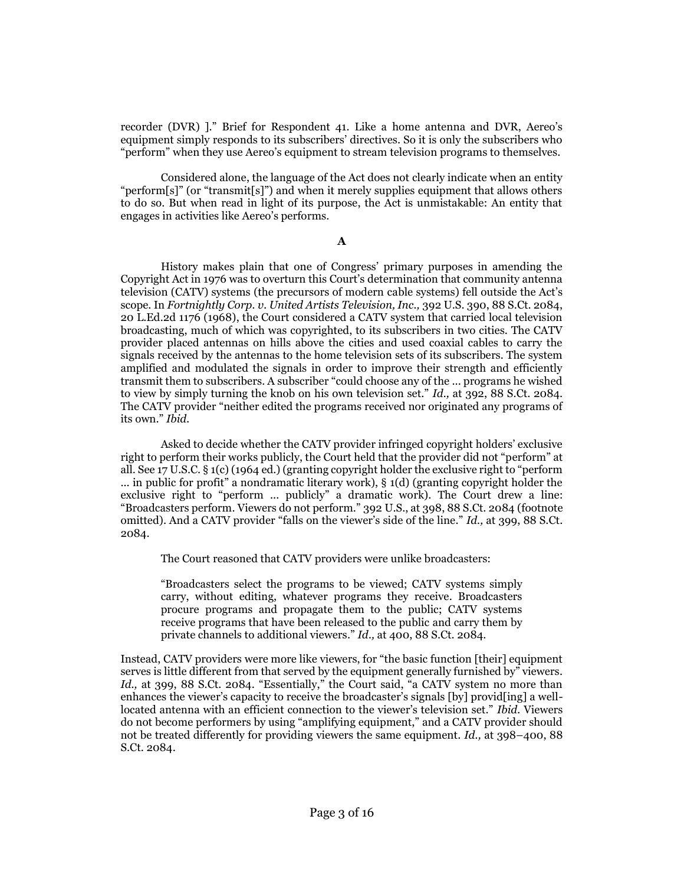recorder (DVR) ]." Brief for Respondent 41. Like a home antenna and DVR, Aereo's equipment simply responds to its subscribers' directives. So it is only the subscribers who "perform" when they use Aereo's equipment to stream television programs to themselves.

Considered alone, the language of the Act does not clearly indicate when an entity "perform[s]" (or "transmit[s]") and when it merely supplies equipment that allows others to do so. But when read in light of its purpose, the Act is unmistakable: An entity that engages in activities like Aereo's performs.

### A

History makes plain that one of Congress' primary purposes in amending the Copyright Act in 1976 was to overturn this Court's determination that community antenna television (CATV) systems (the precursors of modern cable systems) fell outside the Act's scope. In *Fortnightly Corp. v. United Artists Television, Inc.,* 392 U.S. 390, 88 S.Ct. 2084, 20 L.Ed.2d 1176 (1968), the Court considered a CATV system that carried local television broadcasting, much of which was copyrighted, to its subscribers in two cities. The CATV provider placed antennas on hills above the cities and used coaxial cables to carry the signals received by the antennas to the home television sets of its subscribers. The system amplified and modulated the signals in order to improve their strength and efficiently transmit them to subscribers. A subscriber "could choose any of the ... programs he wished to view by simply turning the knob on his own television set." *Id.,* at 392, 88 S.Ct. 2084. The CATV provider "neither edited the programs received nor originated any programs of its own." *Ibid.*

Asked to decide whether the CATV provider infringed copyright holders' exclusive right to perform their works publicly, the Court held that the provider did not "perform" at all. See 17 U.S.C. § 1(c) (1964 ed.) (granting copyright holder the exclusive right to "perform ... in public for profit" a nondramatic literary work), § 1(d) (granting copyright holder the exclusive right to "perform ... publicly" a dramatic work). The Court drew a line: "Broadcasters perform. Viewers do not perform." 392 U.S., at 398, 88 S.Ct. 2084 (footnote omitted). And a CATV provider "falls on the viewer's side of the line." *Id.,* at 399, 88 S.Ct. 2084.

The Court reasoned that CATV providers were unlike broadcasters:

> "Broadcasters select the programs to be viewed; CATV systems simply carry, without editing, whatever programs they receive. Broadcasters procure programs and propagate them to the public; CATV systems receive programs that have been released to the public and carry them by private channels to additional viewers." *Id.,* at 400, 88 S.Ct. 2084.

Instead, CATV providers were more like viewers, for "the basic function [their] equipment serves is little different from that served by the equipment generally furnished by" viewers. *Id.,* at 399, 88 S.Ct. 2084. "Essentially," the Court said, "a CATV system no more than enhances the viewer's capacity to receive the broadcaster's signals [by] provid[ing] a well-located antenna with an efficient connection to the viewer's television set." *Ibid.* Viewers do not become performers by using "amplifying equipment," and a CATV provider should not be treated differently for providing viewers the same equipment. *Id.,* at 398–400, 88 S.Ct. 2084.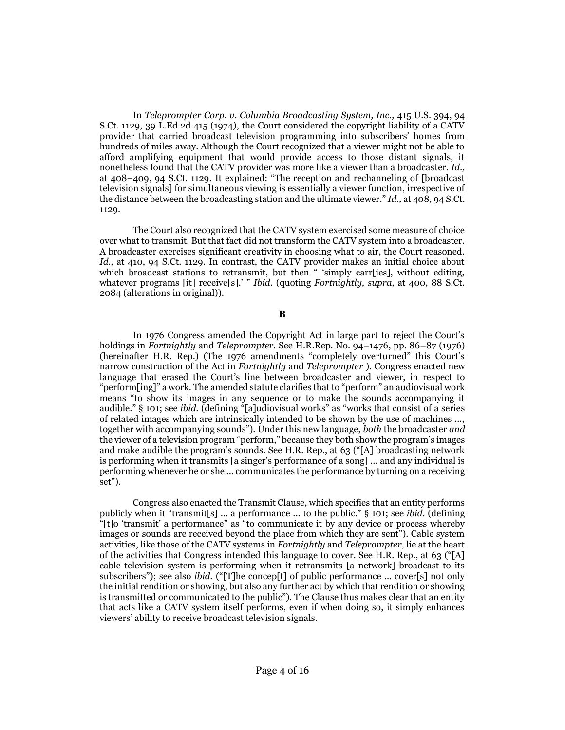In *Teleprompter Corp. v. Columbia Broadcasting System, Inc.,* 415 U.S. 394, 94 S.Ct. 1129, 39 L.Ed.2d 415 (1974), the Court considered the copyright liability of a CATV provider that carried broadcast television programming into subscribers' homes from hundreds of miles away. Although the Court recognized that a viewer might not be able to afford amplifying equipment that would provide access to those distant signals, it nonetheless found that the CATV provider was more like a viewer than a broadcaster. *Id.,* at 408–409, 94 S.Ct. 1129. It explained: "The reception and rechanneling of [broadcast television signals] for simultaneous viewing is essentially a viewer function, irrespective of the distance between the broadcasting station and the ultimate viewer." *Id.,* at 408, 94 S.Ct. 1129.

The Court also recognized that the CATV system exercised some measure of choice over what to transmit. But that fact did not transform the CATV system into a broadcaster. A broadcaster exercises significant creativity in choosing what to air, the Court reasoned. *Id.,* at 410, 94 S.Ct. 1129. In contrast, the CATV provider makes an initial choice about which broadcast stations to retransmit, but then " 'simply carr[ies], without editing, whatever programs [it] receive[s].' " *Ibid.* (quoting *Fortnightly, supra,* at 400, 88 S.Ct. 2084 (alterations in original)).

**B**

In 1976 Congress amended the Copyright Act in large part to reject the Court's holdings in *Fortnightly* and *Teleprompter*. See H.R.Rep. No. 94–1476, pp. 86–87 (1976) (hereinafter H.R. Rep.) (The 1976 amendments "completely overturned" this Court's narrow construction of the Act in *Fortnightly* and *Teleprompter* ). Congress enacted new language that erased the Court's line between broadcaster and viewer, in respect to "perform[ing]" a work. The amended statute clarifies that to "perform" an audiovisual work means "to show its images in any sequence or to make the sounds accompanying it audible." § 101; see *ibid.* (defining "[a]udiovisual works" as "works that consist of a series of related images which are intrinsically intended to be shown by the use of machines ..., together with accompanying sounds"). Under this new language, *both* the broadcaster *and* the viewer of a television program "perform," because they both show the program's images and make audible the program's sounds. See H.R. Rep., at 63 ("[A] broadcasting network is performing when it transmits [a singer's performance of a song] ... and any individual is performing whenever he or she ... communicates the performance by turning on a receiving set").

Congress also enacted the Transmit Clause, which specifies that an entity performs publicly when it "transmit[s] ... a performance ... to the public." § 101; see *ibid.* (defining "[t]o 'transmit' a performance" as "to communicate it by any device or process whereby images or sounds are received beyond the place from which they are sent"). Cable system activities, like those of the CATV systems in *Fortnightly* and *Teleprompter,* lie at the heart of the activities that Congress intended this language to cover. See H.R. Rep., at 63 ("[A] cable television system is performing when it retransmits [a network] broadcast to its subscribers"); see also *ibid.* ("[T]he concep[t] of public performance ... cover[s] not only the initial rendition or showing, but also any further act by which that rendition or showing is transmitted or communicated to the public"). The Clause thus makes clear that an entity that acts like a CATV system itself performs, even if when doing so, it simply enhances viewers' ability to receive broadcast television signals.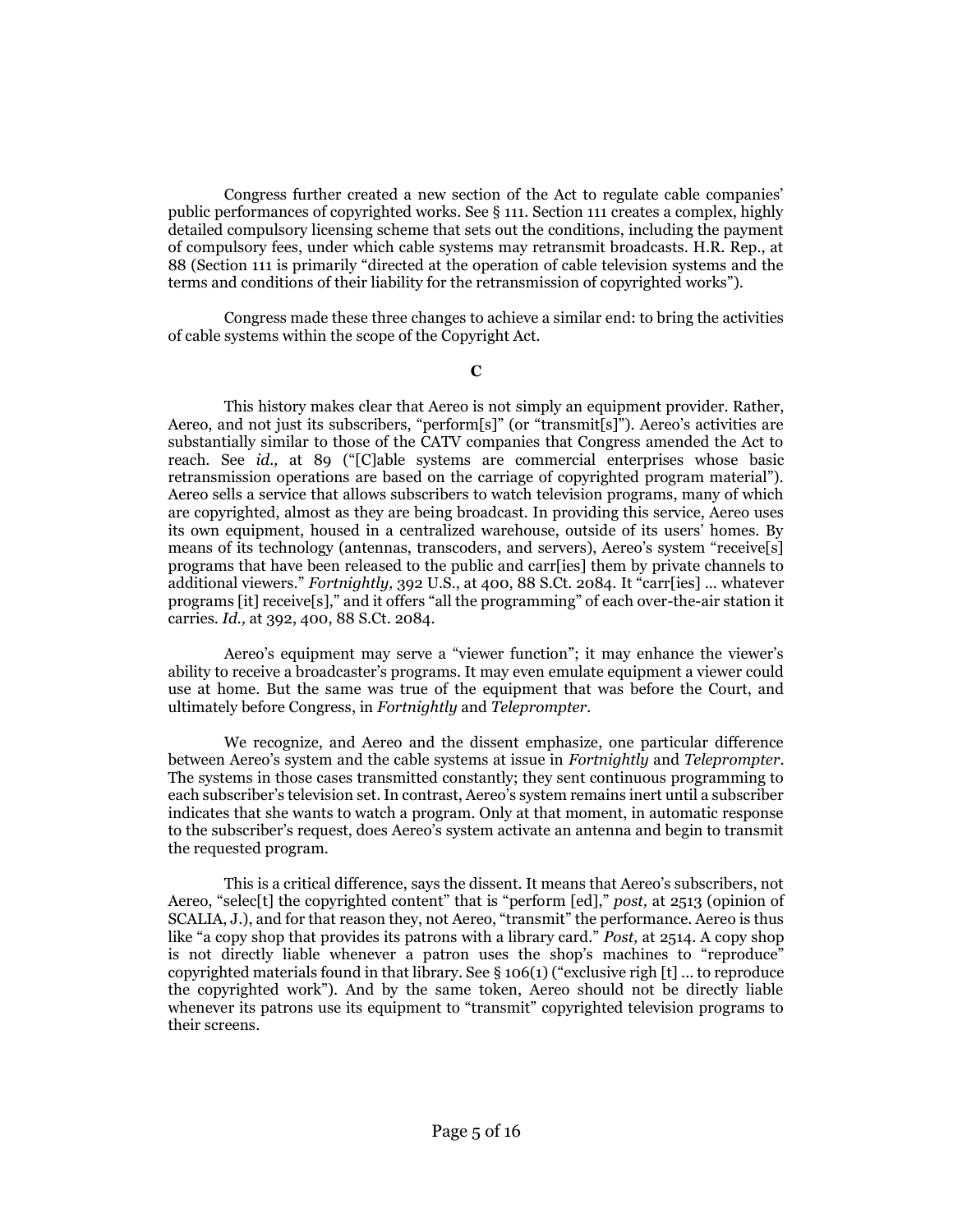Congress further created a new section of the Act to regulate cable companies' public performances of copyrighted works. See § 111. Section 111 creates a complex, highly detailed compulsory licensing scheme that sets out the conditions, including the payment of compulsory fees, under which cable systems may retransmit broadcasts. H.R. Rep., at 88 (Section 111 is primarily "directed at the operation of cable television systems and the terms and conditions of their liability for the retransmission of copyrighted works").

Congress made these three changes to achieve a similar end: to bring the activities of cable systems within the scope of the Copyright Act.

### C

This history makes clear that Aereo is not simply an equipment provider. Rather, Aereo, and not just its subscribers, "perform[s]" (or "transmit[s]"). Aereo's activities are substantially similar to those of the CATV companies that Congress amended the Act to reach. See *id.,* at 89 ("[C]able systems are commercial enterprises whose basic retransmission operations are based on the carriage of copyrighted program material"). Aereo sells a service that allows subscribers to watch television programs, many of which are copyrighted, almost as they are being broadcast. In providing this service, Aereo uses its own equipment, housed in a centralized warehouse, outside of its users' homes. By means of its technology (antennas, transcoders, and servers), Aereo's system "receive[s] programs that have been released to the public and carr[ies] them by private channels to additional viewers." *Fortnightly,* 392 U.S., at 400, 88 S.Ct. 2084. It "carr[ies] ... whatever programs [it] receive[s]," and it offers "all the programming" of each over-the-air station it carries. *Id.,* at 392, 400, 88 S.Ct. 2084.

Aereo's equipment may serve a "viewer function"; it may enhance the viewer's ability to receive a broadcaster's programs. It may even emulate equipment a viewer could use at home. But the same was true of the equipment that was before the Court, and ultimately before Congress, in *Fortnightly* and *Teleprompter*.

We recognize, and Aereo and the dissent emphasize, one particular difference between Aereo's system and the cable systems at issue in *Fortnightly* and *Teleprompter*. The systems in those cases transmitted constantly; they sent continuous programming to each subscriber's television set. In contrast, Aereo's system remains inert until a subscriber indicates that she wants to watch a program. Only at that moment, in automatic response to the subscriber's request, does Aereo's system activate an antenna and begin to transmit the requested program.

This is a critical difference, says the dissent. It means that Aereo's subscribers, not Aereo, "selec[t] the copyrighted content" that is "perform [ed]," *post,* at 2513 (opinion of SCALIA, J.), and for that reason they, not Aereo, "transmit" the performance. Aereo is thus like "a copy shop that provides its patrons with a library card." *Post,* at 2514. A copy shop is not directly liable whenever a patron uses the shop's machines to "reproduce" copyrighted materials found in that library. See § 106(1) ("exclusive righ [t] ... to reproduce the copyrighted work"). And by the same token, Aereo should not be directly liable whenever its patrons use its equipment to "transmit" copyrighted television programs to their screens.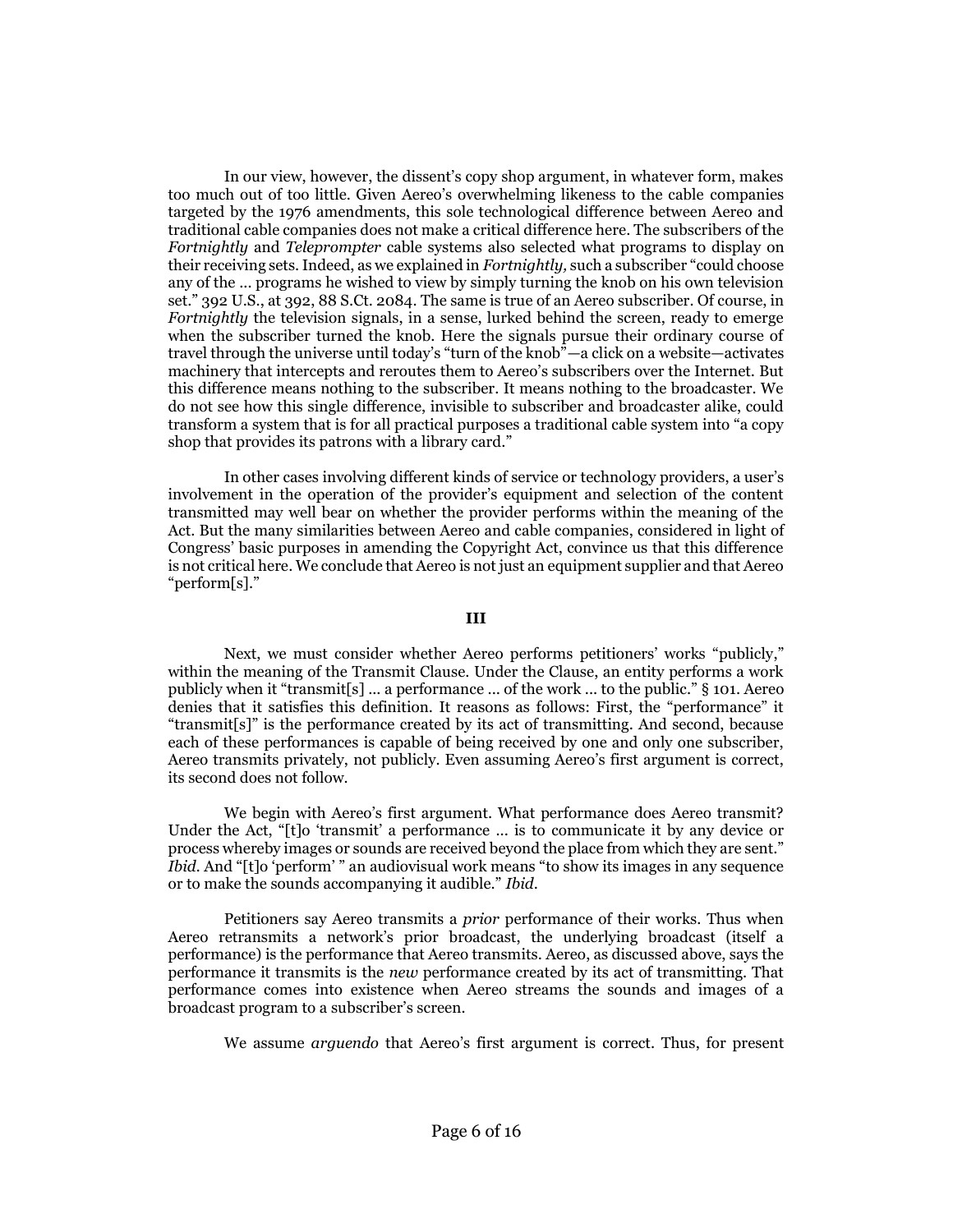In our view, however, the dissent's copy shop argument, in whatever form, makes too much out of too little. Given Aereo's overwhelming likeness to the cable companies targeted by the 1976 amendments, this sole technological difference between Aereo and traditional cable companies does not make a critical difference here. The subscribers of the *Fortnightly* and *Teleprompter* cable systems also selected what programs to display on their receiving sets. Indeed, as we explained in *Fortnightly,* such a subscriber "could choose any of the ... programs he wished to view by simply turning the knob on his own television set." 392 U.S., at 392, 88 S.Ct. 2084. The same is true of an Aereo subscriber. Of course, in *Fortnightly* the television signals, in a sense, lurked behind the screen, ready to emerge when the subscriber turned the knob. Here the signals pursue their ordinary course of travel through the universe until today's "turn of the knob"—a click on a website—activates machinery that intercepts and reroutes them to Aereo's subscribers over the Internet. But this difference means nothing to the subscriber. It means nothing to the broadcaster. We do not see how this single difference, invisible to subscriber and broadcaster alike, could transform a system that is for all practical purposes a traditional cable system into "a copy shop that provides its patrons with a library card."

In other cases involving different kinds of service or technology providers, a user's involvement in the operation of the provider's equipment and selection of the content transmitted may well bear on whether the provider performs within the meaning of the Act. But the many similarities between Aereo and cable companies, considered in light of Congress' basic purposes in amending the Copyright Act, convince us that this difference is not critical here. We conclude that Aereo is not just an equipment supplier and that Aereo "perform[s]."

### III

Next, we must consider whether Aereo performs petitioners' works "publicly," within the meaning of the Transmit Clause. Under the Clause, an entity performs a work publicly when it "transmit[s] ... a performance ... of the work ... to the public." § 101. Aereo denies that it satisfies this definition. It reasons as follows: First, the "performance" it "transmit[s]" is the performance created by its act of transmitting. And second, because each of these performances is capable of being received by one and only one subscriber, Aereo transmits privately, not publicly. Even assuming Aereo's first argument is correct, its second does not follow.

We begin with Aereo's first argument. What performance does Aereo transmit? Under the Act, "[t]o 'transmit' a performance ... is to communicate it by any device or process whereby images or sounds are received beyond the place from which they are sent." *Ibid.* And "[t]o 'perform' " an audiovisual work means "to show its images in any sequence or to make the sounds accompanying it audible." *Ibid.*

Petitioners say Aereo transmits a *prior* performance of their works. Thus when Aereo retransmits a network's prior broadcast, the underlying broadcast (itself a performance) is the performance that Aereo transmits. Aereo, as discussed above, says the performance it transmits is the *new* performance created by its act of transmitting. That performance comes into existence when Aereo streams the sounds and images of a broadcast program to a subscriber's screen.

We assume *arguendo* that Aereo's first argument is correct. Thus, for present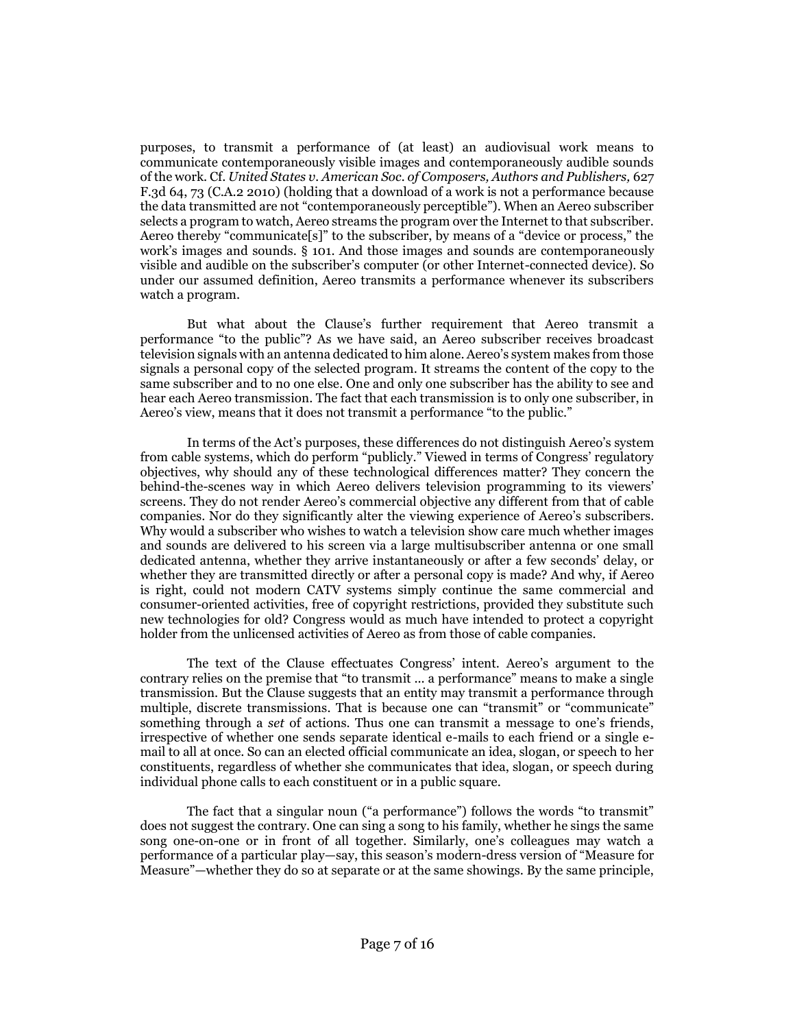purposes, to transmit a performance of (at least) an audiovisual work means to communicate contemporaneously visible images and contemporaneously audible sounds of the work. Cf. *United States v. American Soc. of Composers, Authors and Publishers,* 627 F.3d 64, 73 (C.A.2 2010) (holding that a download of a work is not a performance because the data transmitted are not "contemporaneously perceptible"). When an Aereo subscriber selects a program to watch, Aereo streams the program over the Internet to that subscriber. Aereo thereby "communicate[s]" to the subscriber, by means of a "device or process," the work's images and sounds. § 101. And those images and sounds are contemporaneously visible and audible on the subscriber's computer (or other Internet-connected device). So under our assumed definition, Aereo transmits a performance whenever its subscribers watch a program.

But what about the Clause's further requirement that Aereo transmit a performance "to the public"? As we have said, an Aereo subscriber receives broadcast television signals with an antenna dedicated to him alone. Aereo's system makes from those signals a personal copy of the selected program. It streams the content of the copy to the same subscriber and to no one else. One and only one subscriber has the ability to see and hear each Aereo transmission. The fact that each transmission is to only one subscriber, in Aereo's view, means that it does not transmit a performance "to the public."

In terms of the Act's purposes, these differences do not distinguish Aereo's system from cable systems, which do perform "publicly." Viewed in terms of Congress' regulatory objectives, why should any of these technological differences matter? They concern the behind-the-scenes way in which Aereo delivers television programming to its viewers' screens. They do not render Aereo's commercial objective any different from that of cable companies. Nor do they significantly alter the viewing experience of Aereo's subscribers. Why would a subscriber who wishes to watch a television show care much whether images and sounds are delivered to his screen via a large multisubscriber antenna or one small dedicated antenna, whether they arrive instantaneously or after a few seconds' delay, or whether they are transmitted directly or after a personal copy is made? And why, if Aereo is right, could not modern CATV systems simply continue the same commercial and consumer-oriented activities, free of copyright restrictions, provided they substitute such new technologies for old? Congress would as much have intended to protect a copyright holder from the unlicensed activities of Aereo as from those of cable companies.

The text of the Clause effectuates Congress' intent. Aereo's argument to the contrary relies on the premise that "to transmit ... a performance" means to make a single transmission. But the Clause suggests that an entity may transmit a performance through multiple, discrete transmissions. That is because one can "transmit" or "communicate" something through a *set* of actions. Thus one can transmit a message to one's friends, irrespective of whether one sends separate identical e-mails to each friend or a single e-mail to all at once. So can an elected official communicate an idea, slogan, or speech to her constituents, regardless of whether she communicates that idea, slogan, or speech during individual phone calls to each constituent or in a public square.

The fact that a singular noun ("a performance") follows the words "to transmit" does not suggest the contrary. One can sing a song to his family, whether he sings the same song one-on-one or in front of all together. Similarly, one's colleagues may watch a performance of a particular play—say, this season's modern-dress version of "Measure for Measure"—whether they do so at separate or at the same showings. By the same principle,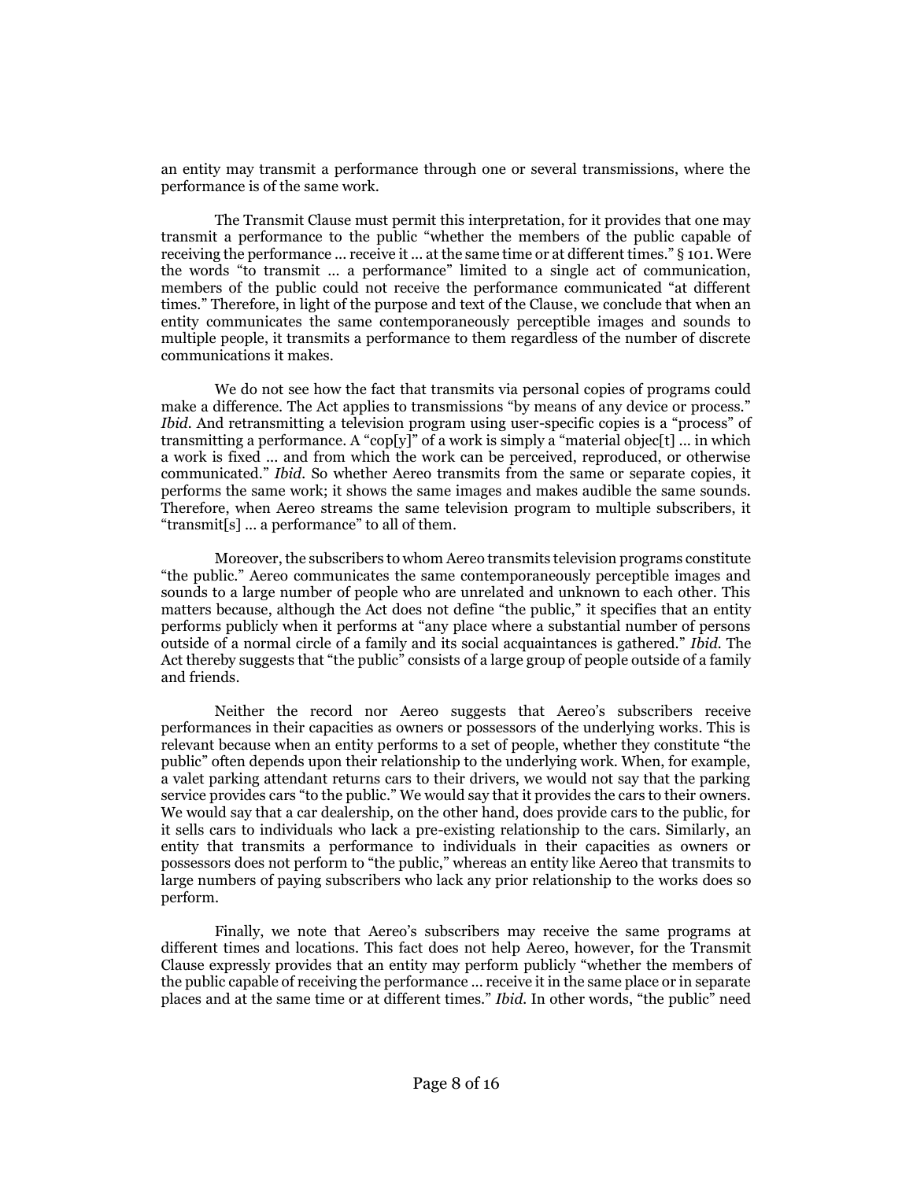an entity may transmit a performance through one or several transmissions, where the performance is of the same work.

The Transmit Clause must permit this interpretation, for it provides that one may transmit a performance to the public "whether the members of the public capable of receiving the performance ... receive it ... at the same time or at different times." § 101. Were the words "to transmit ... a performance" limited to a single act of communication, members of the public could not receive the performance communicated "at different times." Therefore, in light of the purpose and text of the Clause, we conclude that when an entity communicates the same contemporaneously perceptible images and sounds to multiple people, it transmits a performance to them regardless of the number of discrete communications it makes.

We do not see how the fact that transmits via personal copies of programs could make a difference. The Act applies to transmissions "by means of any device or process." *Ibid.* And retransmitting a television program using user-specific copies is a "process" of transmitting a performance. A "cop[y]" of a work is simply a "material objec[t] ... in which a work is fixed ... and from which the work can be perceived, reproduced, or otherwise communicated." *Ibid.* So whether Aereo transmits from the same or separate copies, it performs the same work; it shows the same images and makes audible the same sounds. Therefore, when Aereo streams the same television program to multiple subscribers, it "transmit[s] ... a performance" to all of them.

Moreover, the subscribers to whom Aereo transmits television programs constitute "the public." Aereo communicates the same contemporaneously perceptible images and sounds to a large number of people who are unrelated and unknown to each other. This matters because, although the Act does not define "the public," it specifies that an entity performs publicly when it performs at "any place where a substantial number of persons outside of a normal circle of a family and its social acquaintances is gathered." *Ibid.* The Act thereby suggests that "the public" consists of a large group of people outside of a family and friends.

Neither the record nor Aereo suggests that Aereo's subscribers receive performances in their capacities as owners or possessors of the underlying works. This is relevant because when an entity performs to a set of people, whether they constitute "the public" often depends upon their relationship to the underlying work. When, for example, a valet parking attendant returns cars to their drivers, we would not say that the parking service provides cars "to the public." We would say that it provides the cars to their owners. We would say that a car dealership, on the other hand, does provide cars to the public, for it sells cars to individuals who lack a pre-existing relationship to the cars. Similarly, an entity that transmits a performance to individuals in their capacities as owners or possessors does not perform to "the public," whereas an entity like Aereo that transmits to large numbers of paying subscribers who lack any prior relationship to the works does so perform.

Finally, we note that Aereo's subscribers may receive the same programs at different times and locations. This fact does not help Aereo, however, for the Transmit Clause expressly provides that an entity may perform publicly "whether the members of the public capable of receiving the performance ... receive it in the same place or in separate places and at the same time or at different times." *Ibid.* In other words, "the public" need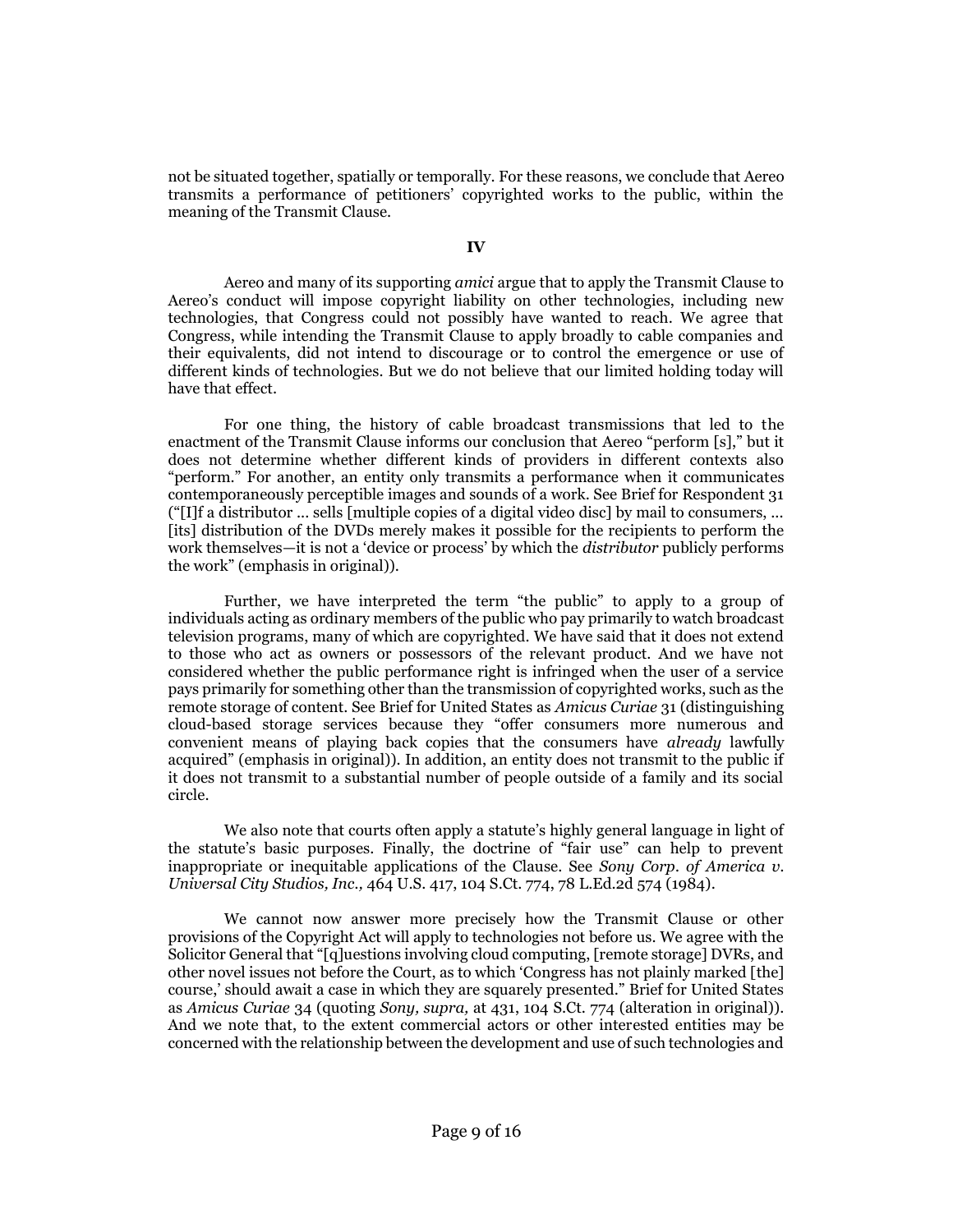not be situated together, spatially or temporally. For these reasons, we conclude that Aereo transmits a performance of petitioners' copyrighted works to the public, within the meaning of the Transmit Clause.

## IV

Aereo and many of its supporting *amici* argue that to apply the Transmit Clause to Aereo's conduct will impose copyright liability on other technologies, including new technologies, that Congress could not possibly have wanted to reach. We agree that Congress, while intending the Transmit Clause to apply broadly to cable companies and their equivalents, did not intend to discourage or to control the emergence or use of different kinds of technologies. But we do not believe that our limited holding today will have that effect.

For one thing, the history of cable broadcast transmissions that led to the enactment of the Transmit Clause informs our conclusion that Aereo "perform [s]," but it does not determine whether different kinds of providers in different contexts also "perform." For another, an entity only transmits a performance when it communicates contemporaneously perceptible images and sounds of a work. See Brief for Respondent 31 ("[I]f a distributor ... sells [multiple copies of a digital video disc] by mail to consumers, ... [its] distribution of the DVDs merely makes it possible for the recipients to perform the work themselves—it is not a 'device or process' by which the *distributor* publicly performs the work" (emphasis in original)).

Further, we have interpreted the term "the public" to apply to a group of individuals acting as ordinary members of the public who pay primarily to watch broadcast television programs, many of which are copyrighted. We have said that it does not extend to those who act as owners or possessors of the relevant product. And we have not considered whether the public performance right is infringed when the user of a service pays primarily for something other than the transmission of copyrighted works, such as the remote storage of content. See Brief for United States as *Amicus Curiae* 31 (distinguishing cloud-based storage services because they "offer consumers more numerous and convenient means of playing back copies that the consumers have *already* lawfully acquired" (emphasis in original)). In addition, an entity does not transmit to the public if it does not transmit to a substantial number of people outside of a family and its social circle.

We also note that courts often apply a statute's highly general language in light of the statute's basic purposes. Finally, the doctrine of "fair use" can help to prevent inappropriate or inequitable applications of the Clause. See *Sony Corp. of America v. Universal City Studios, Inc.,* 464 U.S. 417, 104 S.Ct. 774, 78 L.Ed.2d 574 (1984).

We cannot now answer more precisely how the Transmit Clause or other provisions of the Copyright Act will apply to technologies not before us. We agree with the Solicitor General that "[q]uestions involving cloud computing, [remote storage] DVRs, and other novel issues not before the Court, as to which 'Congress has not plainly marked [the] course,' should await a case in which they are squarely presented." Brief for United States as *Amicus Curiae* 34 (quoting *Sony, supra,* at 431, 104 S.Ct. 774 (alteration in original)). And we note that, to the extent commercial actors or other interested entities may be concerned with the relationship between the development and use of such technologies and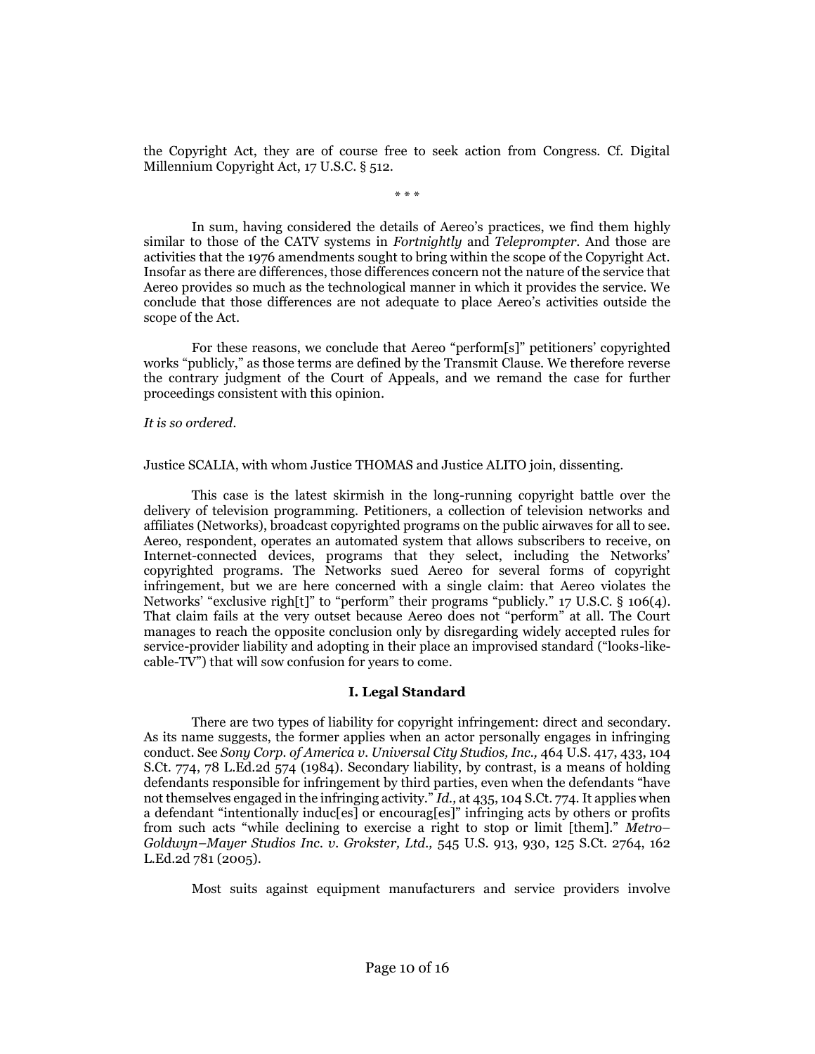the Copyright Act, they are of course free to seek action from Congress. Cf. Digital Millennium Copyright Act, 17 U.S.C. § 512.

\* \* \*

In sum, having considered the details of Aereo's practices, we find them highly similar to those of the CATV systems in *Fortnightly* and *Teleprompter*. And those are activities that the 1976 amendments sought to bring within the scope of the Copyright Act. Insofar as there are differences, those differences concern not the nature of the service that Aereo provides so much as the technological manner in which it provides the service. We conclude that those differences are not adequate to place Aereo's activities outside the scope of the Act.

For these reasons, we conclude that Aereo "perform[s]" petitioners' copyrighted works "publicly," as those terms are defined by the Transmit Clause. We therefore reverse the contrary judgment of the Court of Appeals, and we remand the case for further proceedings consistent with this opinion.

*It is so ordered.*

Justice SCALIA, with whom Justice THOMAS and Justice ALITO join, dissenting.

This case is the latest skirmish in the long-running copyright battle over the delivery of television programming. Petitioners, a collection of television networks and affiliates (Networks), broadcast copyrighted programs on the public airwaves for all to see. Aereo, respondent, operates an automated system that allows subscribers to receive, on Internet-connected devices, programs that they select, including the Networks' copyrighted programs. The Networks sued Aereo for several forms of copyright infringement, but we are here concerned with a single claim: that Aereo violates the Networks' "exclusive righ[t]" to "perform" their programs "publicly." 17 U.S.C. § 106(4). That claim fails at the very outset because Aereo does not "perform" at all. The Court manages to reach the opposite conclusion only by disregarding widely accepted rules for service-provider liability and adopting in their place an improvised standard ("looks-like-cable-TV") that will sow confusion for years to come.

### I. Legal Standard

There are two types of liability for copyright infringement: direct and secondary. As its name suggests, the former applies when an actor personally engages in infringing conduct. See *Sony Corp. of America v. Universal City Studios, Inc.,* 464 U.S. 417, 433, 104 S.Ct. 774, 78 L.Ed.2d 574 (1984). Secondary liability, by contrast, is a means of holding defendants responsible for infringement by third parties, even when the defendants "have not themselves engaged in the infringing activity." *Id.,* at 435, 104 S.Ct. 774. It applies when a defendant "intentionally induc[es] or encourag[es]" infringing acts by others or profits from such acts "while declining to exercise a right to stop or limit [them]." *Metro–Goldwyn–Mayer Studios Inc. v. Grokster, Ltd.,* 545 U.S. 913, 930, 125 S.Ct. 2764, 162 L.Ed.2d 781 (2005).

Most suits against equipment manufacturers and service providers involve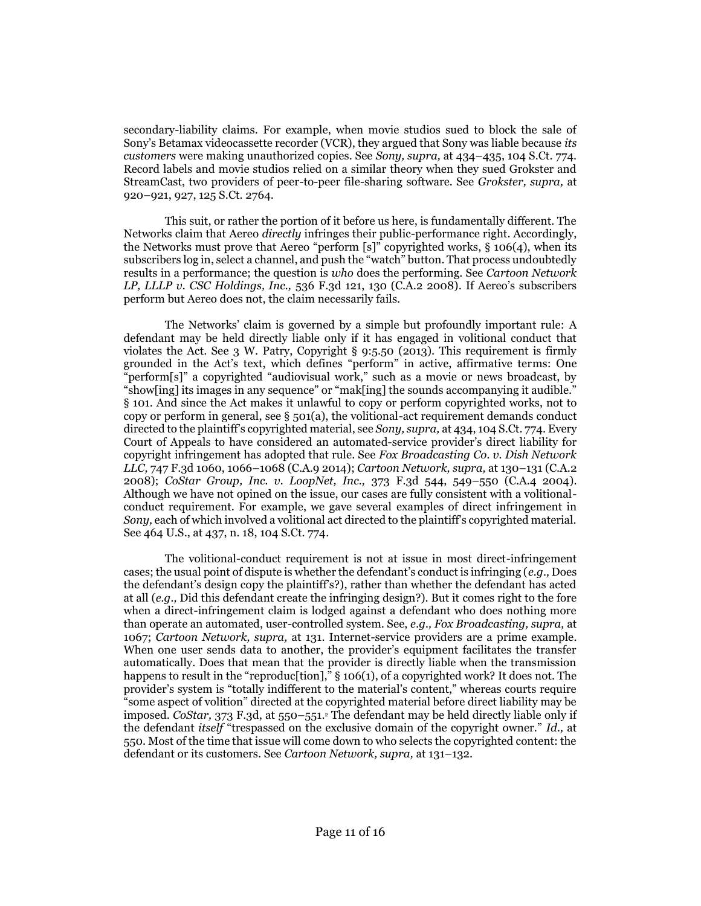secondary-liability claims. For example, when movie studios sued to block the sale of Sony's Betamax videocassette recorder (VCR), they argued that Sony was liable because *its customers* were making unauthorized copies. See *Sony, supra,* at 434–435, 104 S.Ct. 774. Record labels and movie studios relied on a similar theory when they sued Grokster and StreamCast, two providers of peer-to-peer file-sharing software. See *Grokster, supra,* at 920–921, 927, 125 S.Ct. 2764.

This suit, or rather the portion of it before us here, is fundamentally different. The Networks claim that Aereo *directly* infringes their public-performance right. Accordingly, the Networks must prove that Aereo "perform [s]" copyrighted works, § 106(4), when its subscribers log in, select a channel, and push the "watch" button. That process undoubtedly results in a performance; the question is *who* does the performing. See *Cartoon Network LP, LLLP v. CSC Holdings, Inc.,* 536 F.3d 121, 130 (C.A.2 2008). If Aereo's subscribers perform but Aereo does not, the claim necessarily fails.

The Networks' claim is governed by a simple but profoundly important rule: A defendant may be held directly liable only if it has engaged in volitional conduct that violates the Act. See 3 W. Patry, Copyright § 9:5.50 (2013). This requirement is firmly grounded in the Act's text, which defines "perform" in active, affirmative terms: One "perform[s]" a copyrighted "audiovisual work," such as a movie or news broadcast, by "show[ing] its images in any sequence" or "mak[ing] the sounds accompanying it audible." § 101. And since the Act makes it unlawful to copy or perform copyrighted works, not to copy or perform in general, see § 501(a), the volitional-act requirement demands conduct directed to the plaintiff's copyrighted material, see *Sony, supra,* at 434, 104 S.Ct. 774. Every Court of Appeals to have considered an automated-service provider's direct liability for copyright infringement has adopted that rule. See *Fox Broadcasting Co. v. Dish Network LLC,* 747 F.3d 1060, 1066–1068 (C.A.9 2014); *Cartoon Network, supra,* at 130–131 (C.A.2 2008); *CoStar Group, Inc. v. LoopNet, Inc.,* 373 F.3d 544, 549–550 (C.A.4 2004). Although we have not opined on the issue, our cases are fully consistent with a volitional-conduct requirement. For example, we gave several examples of direct infringement in *Sony,* each of which involved a volitional act directed to the plaintiff's copyrighted material. See 464 U.S., at 437, n. 18, 104 S.Ct. 774.

The volitional-conduct requirement is not at issue in most direct-infringement cases; the usual point of dispute is whether the defendant's conduct is infringing (*e.g.,* Does the defendant's design copy the plaintiff's?), rather than whether the defendant has acted at all (*e.g.,* Did this defendant create the infringing design?). But it comes right to the fore when a direct-infringement claim is lodged against a defendant who does nothing more than operate an automated, user-controlled system. See, *e.g., Fox Broadcasting, supra,* at 1067; *Cartoon Network, supra,* at 131. Internet-service providers are a prime example. When one user sends data to another, the provider's equipment facilitates the transfer automatically. Does that mean that the provider is directly liable when the transmission happens to result in the "reproduc[tion]," § 106(1), of a copyrighted work? It does not. The provider's system is "totally indifferent to the material's content," whereas courts require "some aspect of volition" directed at the copyrighted material before direct liability may be imposed. *CoStar,* 373 F.3d, at 550–551.[2] The defendant may be held directly liable only if the defendant *itself* "trespassed on the exclusive domain of the copyright owner." *Id.,* at 550. Most of the time that issue will come down to who selects the copyrighted content: the defendant or its customers. See *Cartoon Network, supra,* at 131–132.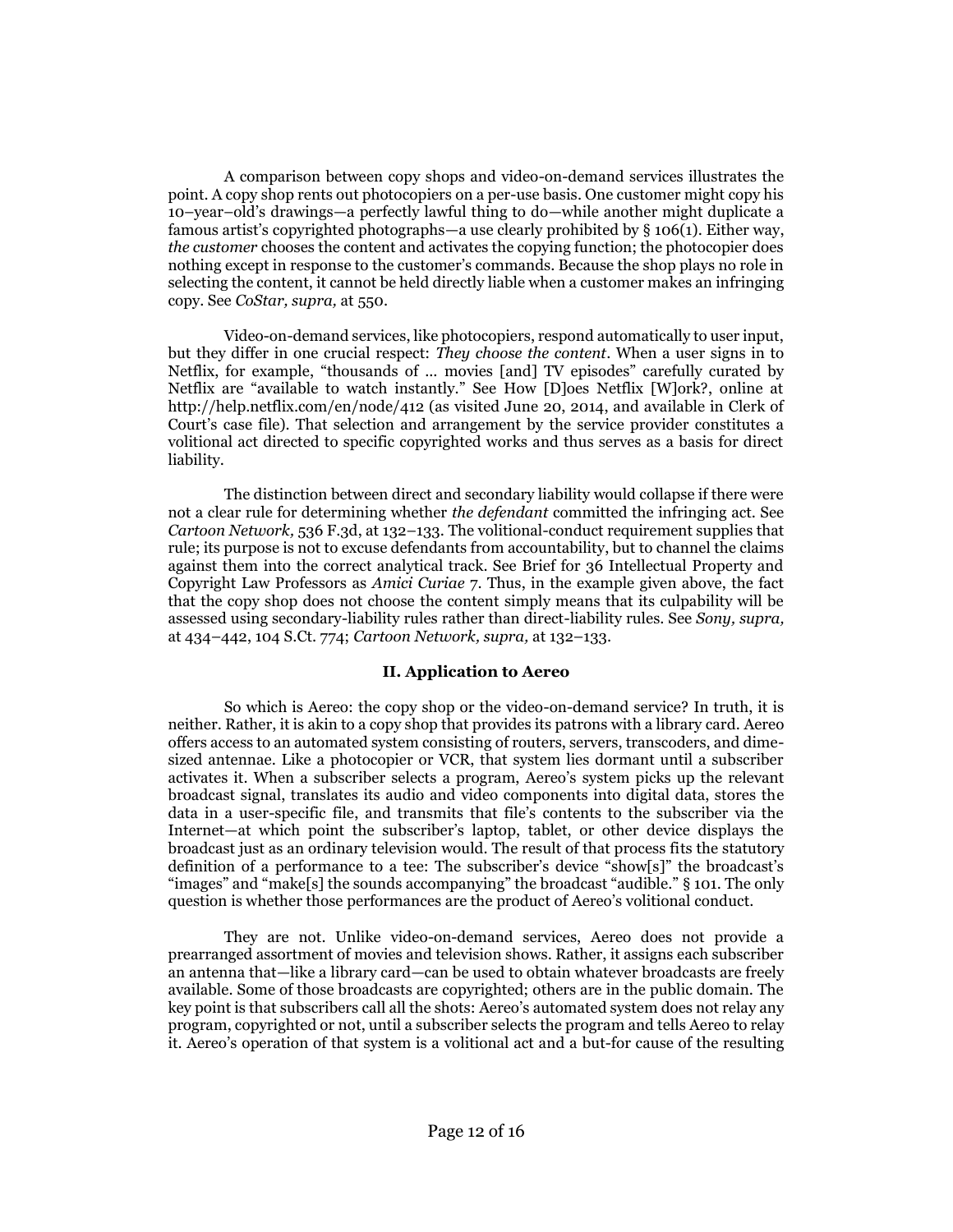A comparison between copy shops and video-on-demand services illustrates the point. A copy shop rents out photocopiers on a per-use basis. One customer might copy his 10–year–old's drawings—a perfectly lawful thing to do—while another might duplicate a famous artist's copyrighted photographs—a use clearly prohibited by § 106(1). Either way, *the customer* chooses the content and activates the copying function; the photocopier does nothing except in response to the customer's commands. Because the shop plays no role in selecting the content, it cannot be held directly liable when a customer makes an infringing copy. See *CoStar, supra,* at 550.

Video-on-demand services, like photocopiers, respond automatically to user input, but they differ in one crucial respect: *They choose the content*. When a user signs in to Netflix, for example, "thousands of ... movies [and] TV episodes" carefully curated by Netflix are "available to watch instantly." See How [D]oes Netflix [W]ork?, online at http://help.netflix.com/en/node/412 (as visited June 20, 2014, and available in Clerk of Court's case file). That selection and arrangement by the service provider constitutes a volitional act directed to specific copyrighted works and thus serves as a basis for direct liability.

The distinction between direct and secondary liability would collapse if there were not a clear rule for determining whether *the defendant* committed the infringing act. See *Cartoon Network,* 536 F.3d, at 132–133. The volitional-conduct requirement supplies that rule; its purpose is not to excuse defendants from accountability, but to channel the claims against them into the correct analytical track. See Brief for 36 Intellectual Property and Copyright Law Professors as *Amici Curiae* 7. Thus, in the example given above, the fact that the copy shop does not choose the content simply means that its culpability will be assessed using secondary-liability rules rather than direct-liability rules. See *Sony, supra,* at 434–442, 104 S.Ct. 774; *Cartoon Network, supra,* at 132–133.

## II. Application to Aereo

So which is Aereo: the copy shop or the video-on-demand service? In truth, it is neither. Rather, it is akin to a copy shop that provides its patrons with a library card. Aereo offers access to an automated system consisting of routers, servers, transcoders, and dime-sized antennae. Like a photocopier or VCR, that system lies dormant until a subscriber activates it. When a subscriber selects a program, Aereo's system picks up the relevant broadcast signal, translates its audio and video components into digital data, stores the data in a user-specific file, and transmits that file's contents to the subscriber via the Internet—at which point the subscriber's laptop, tablet, or other device displays the broadcast just as an ordinary television would. The result of that process fits the statutory definition of a performance to a tee: The subscriber's device "show[s]" the broadcast's "images" and "make[s] the sounds accompanying" the broadcast "audible." § 101. The only question is whether those performances are the product of Aereo's volitional conduct.

They are not. Unlike video-on-demand services, Aereo does not provide a prearranged assortment of movies and television shows. Rather, it assigns each subscriber an antenna that—like a library card—can be used to obtain whatever broadcasts are freely available. Some of those broadcasts are copyrighted; others are in the public domain. The key point is that subscribers call all the shots: Aereo's automated system does not relay any program, copyrighted or not, until a subscriber selects the program and tells Aereo to relay it. Aereo's operation of that system is a volitional act and a but-for cause of the resulting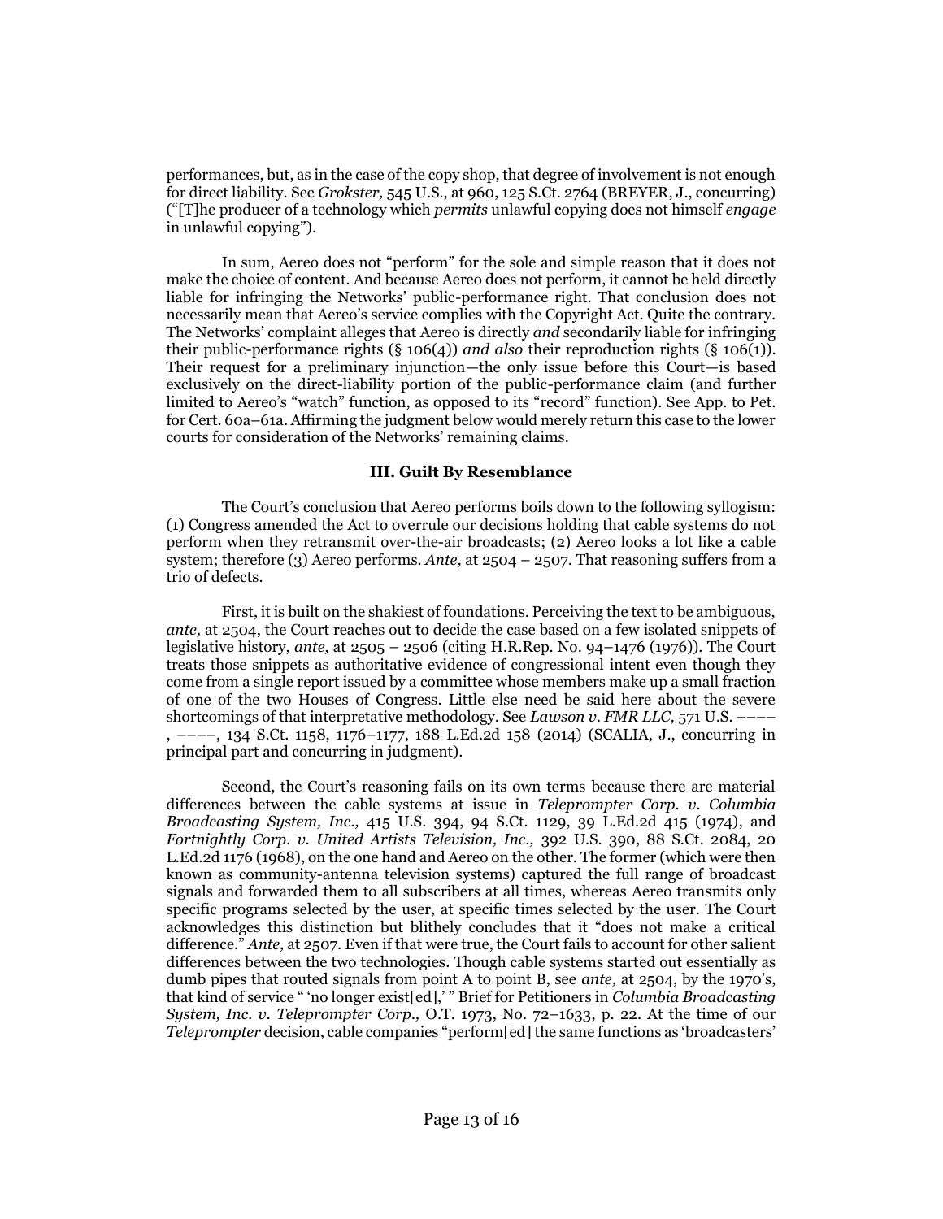performances, but, as in the case of the copy shop, that degree of involvement is not enough for direct liability. See *Grokster,* 545 U.S., at 960, 125 S.Ct. 2764 (BREYER, J., concurring) ("[T]he producer of a technology which *permits* unlawful copying does not himself *engage* in unlawful copying").

In sum, Aereo does not "perform" for the sole and simple reason that it does not make the choice of content. And because Aereo does not perform, it cannot be held directly liable for infringing the Networks' public-performance right. That conclusion does not necessarily mean that Aereo's service complies with the Copyright Act. Quite the contrary. The Networks' complaint alleges that Aereo is directly *and* secondarily liable for infringing their public-performance rights (§ 106(4)) *and also* their reproduction rights (§ 106(1)). Their request for a preliminary injunction—the only issue before this Court—is based exclusively on the direct-liability portion of the public-performance claim (and further limited to Aereo's "watch" function, as opposed to its "record" function). See App. to Pet. for Cert. 60a–61a. Affirming the judgment below would merely return this case to the lower courts for consideration of the Networks' remaining claims.

### III. Guilt By Resemblance

The Court's conclusion that Aereo performs boils down to the following syllogism: (1) Congress amended the Act to overrule our decisions holding that cable systems do not perform when they retransmit over-the-air broadcasts; (2) Aereo looks a lot like a cable system; therefore (3) Aereo performs. *Ante,* at 2504 – 2507. That reasoning suffers from a trio of defects.

First, it is built on the shakiest of foundations. Perceiving the text to be ambiguous, *ante,* at 2504, the Court reaches out to decide the case based on a few isolated snippets of legislative history, *ante,* at 2505 – 2506 (citing H.R.Rep. No. 94–1476 (1976)). The Court treats those snippets as authoritative evidence of congressional intent even though they come from a single report issued by a committee whose members make up a small fraction of one of the two Houses of Congress. Little else need be said here about the severe shortcomings of that interpretative methodology. See *Lawson v. FMR LLC,* 571 U.S. ––––, ––––, 134 S.Ct. 1158, 1176–1177, 188 L.Ed.2d 158 (2014) (SCALIA, J., concurring in principal part and concurring in judgment).

Second, the Court's reasoning fails on its own terms because there are material differences between the cable systems at issue in *Teleprompter Corp. v. Columbia Broadcasting System, Inc.,* 415 U.S. 394, 94 S.Ct. 1129, 39 L.Ed.2d 415 (1974), and *Fortnightly Corp. v. United Artists Television, Inc.,* 392 U.S. 390, 88 S.Ct. 2084, 20 L.Ed.2d 1176 (1968), on the one hand and Aereo on the other. The former (which were then known as community-antenna television systems) captured the full range of broadcast signals and forwarded them to all subscribers at all times, whereas Aereo transmits only specific programs selected by the user, at specific times selected by the user. The Court acknowledges this distinction but blithely concludes that it "does not make a critical difference." *Ante,* at 2507. Even if that were true, the Court fails to account for other salient differences between the two technologies. Though cable systems started out essentially as dumb pipes that routed signals from point A to point B, see *ante,* at 2504, by the 1970's, that kind of service " 'no longer exist[ed],' " Brief for Petitioners in *Columbia Broadcasting System, Inc. v. Teleprompter Corp.,* O.T. 1973, No. 72–1633, p. 22. At the time of our *Teleprompter* decision, cable companies "perform[ed] the same functions as 'broadcasters'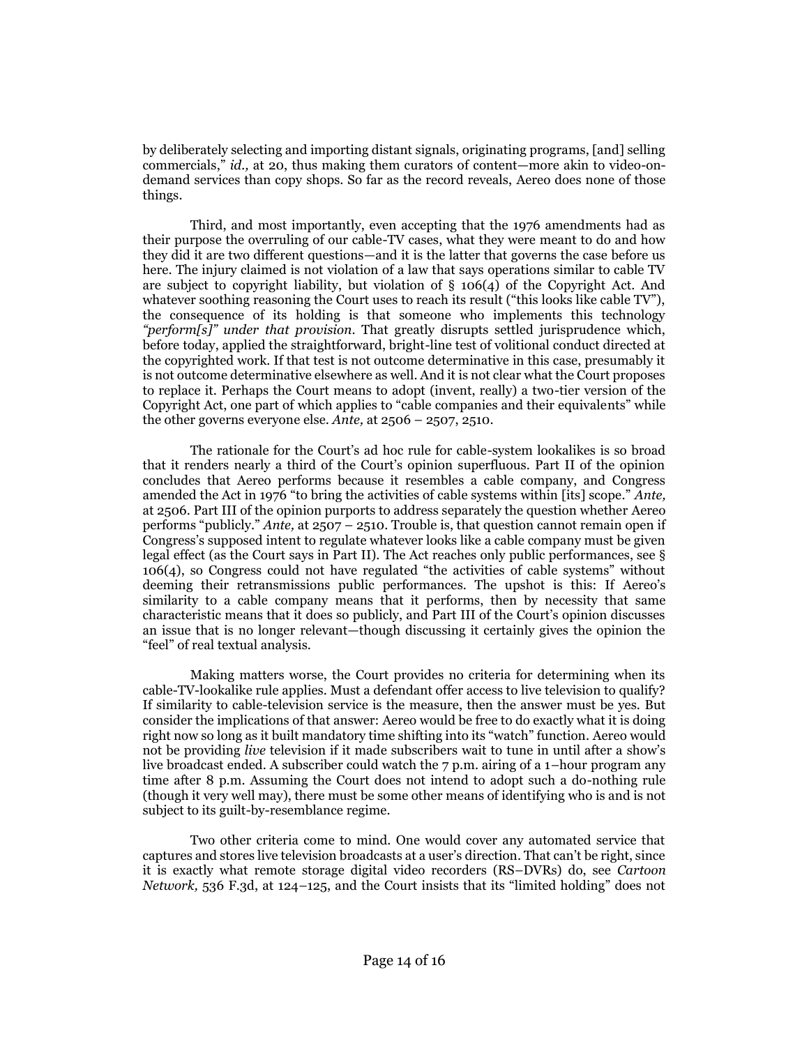by deliberately selecting and importing distant signals, originating programs, [and] selling commercials," *id.,* at 20, thus making them curators of content—more akin to video-on-demand services than copy shops. So far as the record reveals, Aereo does none of those things.

Third, and most importantly, even accepting that the 1976 amendments had as their purpose the overruling of our cable-TV cases, what they were meant to do and how they did it are two different questions—and it is the latter that governs the case before us here. The injury claimed is not violation of a law that says operations similar to cable TV are subject to copyright liability, but violation of § 106(4) of the Copyright Act. And whatever soothing reasoning the Court uses to reach its result ("this looks like cable TV"), the consequence of its holding is that someone who implements this technology *"perform[s]" under that provision.* That greatly disrupts settled jurisprudence which, before today, applied the straightforward, bright-line test of volitional conduct directed at the copyrighted work. If that test is not outcome determinative in this case, presumably it is not outcome determinative elsewhere as well. And it is not clear what the Court proposes to replace it. Perhaps the Court means to adopt (invent, really) a two-tier version of the Copyright Act, one part of which applies to "cable companies and their equivalents" while the other governs everyone else. *Ante,* at 2506 – 2507, 2510.

The rationale for the Court's ad hoc rule for cable-system lookalikes is so broad that it renders nearly a third of the Court's opinion superfluous. Part II of the opinion concludes that Aereo performs because it resembles a cable company, and Congress amended the Act in 1976 "to bring the activities of cable systems within [its] scope." *Ante,* at 2506. Part III of the opinion purports to address separately the question whether Aereo performs "publicly." *Ante,* at 2507 – 2510. Trouble is, that question cannot remain open if Congress's supposed intent to regulate whatever looks like a cable company must be given legal effect (as the Court says in Part II). The Act reaches only public performances, see § 106(4), so Congress could not have regulated "the activities of cable systems" without deeming their retransmissions public performances. The upshot is this: If Aereo's similarity to a cable company means that it performs, then by necessity that same characteristic means that it does so publicly, and Part III of the Court's opinion discusses an issue that is no longer relevant—though discussing it certainly gives the opinion the "feel" of real textual analysis.

Making matters worse, the Court provides no criteria for determining when its cable-TV-lookalike rule applies. Must a defendant offer access to live television to qualify? If similarity to cable-television service is the measure, then the answer must be yes. But consider the implications of that answer: Aereo would be free to do exactly what it is doing right now so long as it built mandatory time shifting into its "watch" function. Aereo would not be providing *live* television if it made subscribers wait to tune in until after a show's live broadcast ended. A subscriber could watch the 7 p.m. airing of a 1–hour program any time after 8 p.m. Assuming the Court does not intend to adopt such a do-nothing rule (though it very well may), there must be some other means of identifying who is and is not subject to its guilt-by-resemblance regime.

Two other criteria come to mind. One would cover any automated service that captures and stores live television broadcasts at a user's direction. That can't be right, since it is exactly what remote storage digital video recorders (RS–DVRs) do, see *Cartoon Network,* 536 F.3d, at 124–125, and the Court insists that its "limited holding" does not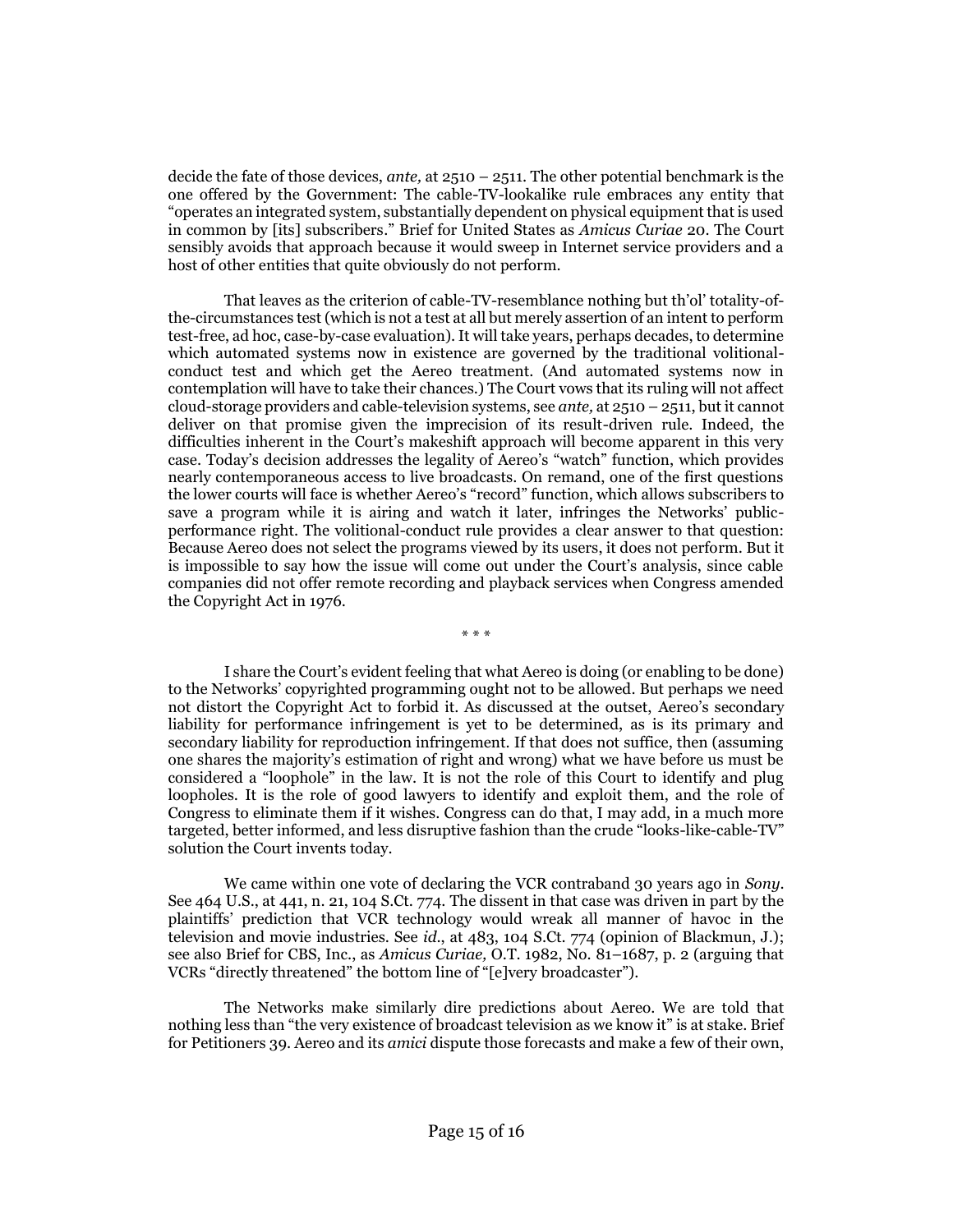decide the fate of those devices, *ante,* at 2510 – 2511. The other potential benchmark is the one offered by the Government: The cable-TV-lookalike rule embraces any entity that "operates an integrated system, substantially dependent on physical equipment that is used in common by [its] subscribers." Brief for United States as *Amicus Curiae* 20. The Court sensibly avoids that approach because it would sweep in Internet service providers and a host of other entities that quite obviously do not perform.

That leaves as the criterion of cable-TV-resemblance nothing but th'ol' totality-of-the-circumstances test (which is not a test at all but merely assertion of an intent to perform test-free, ad hoc, case-by-case evaluation). It will take years, perhaps decades, to determine which automated systems now in existence are governed by the traditional volitional-conduct test and which get the Aereo treatment. (And automated systems now in contemplation will have to take their chances.) The Court vows that its ruling will not affect cloud-storage providers and cable-television systems, see *ante,* at 2510 – 2511, but it cannot deliver on that promise given the imprecision of its result-driven rule. Indeed, the difficulties inherent in the Court's makeshift approach will become apparent in this very case. Today's decision addresses the legality of Aereo's "watch" function, which provides nearly contemporaneous access to live broadcasts. On remand, one of the first questions the lower courts will face is whether Aereo's "record" function, which allows subscribers to save a program while it is airing and watch it later, infringes the Networks' public-performance right. The volitional-conduct rule provides a clear answer to that question: Because Aereo does not select the programs viewed by its users, it does not perform. But it is impossible to say how the issue will come out under the Court's analysis, since cable companies did not offer remote recording and playback services when Congress amended the Copyright Act in 1976.

\* \* \*

I share the Court's evident feeling that what Aereo is doing (or enabling to be done) to the Networks' copyrighted programming ought not to be allowed. But perhaps we need not distort the Copyright Act to forbid it. As discussed at the outset, Aereo's secondary liability for performance infringement is yet to be determined, as is its primary and secondary liability for reproduction infringement. If that does not suffice, then (assuming one shares the majority's estimation of right and wrong) what we have before us must be considered a "loophole" in the law. It is not the role of this Court to identify and plug loopholes. It is the role of good lawyers to identify and exploit them, and the role of Congress to eliminate them if it wishes. Congress can do that, I may add, in a much more targeted, better informed, and less disruptive fashion than the crude "looks-like-cable-TV" solution the Court invents today.

We came within one vote of declaring the VCR contraband 30 years ago in *Sony*. See 464 U.S., at 441, n. 21, 104 S.Ct. 774. The dissent in that case was driven in part by the plaintiffs' prediction that VCR technology would wreak all manner of havoc in the television and movie industries. See *id*., at 483, 104 S.Ct. 774 (opinion of Blackmun, J.); see also Brief for CBS, Inc., as *Amicus Curiae,* O.T. 1982, No. 81–1687, p. 2 (arguing that VCRs "directly threatened" the bottom line of "[e]very broadcaster").

The Networks make similarly dire predictions about Aereo. We are told that nothing less than "the very existence of broadcast television as we know it" is at stake. Brief for Petitioners 39. Aereo and its *amici* dispute those forecasts and make a few of their own,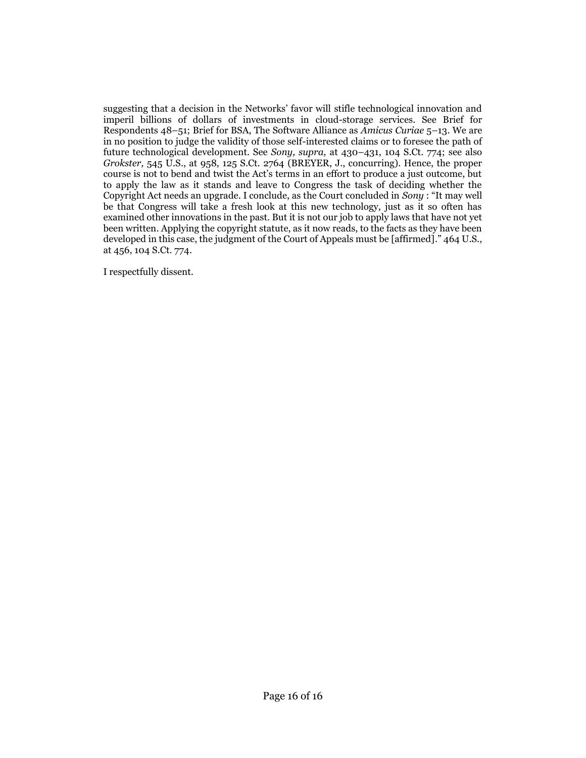suggesting that a decision in the Networks' favor will stifle technological innovation and imperil billions of dollars of investments in cloud-storage services. See Brief for Respondents 48–51; Brief for BSA, The Software Alliance as *Amicus Curiae* 5–13. We are in no position to judge the validity of those self-interested claims or to foresee the path of future technological development. See *Sony, supra,* at 430–431, 104 S.Ct. 774; see also *Grokster,* 545 U.S., at 958, 125 S.Ct. 2764 (BREYER, J., concurring). Hence, the proper course is not to bend and twist the Act's terms in an effort to produce a just outcome, but to apply the law as it stands and leave to Congress the task of deciding whether the Copyright Act needs an upgrade. I conclude, as the Court concluded in *Sony* : "It may well be that Congress will take a fresh look at this new technology, just as it so often has examined other innovations in the past. But it is not our job to apply laws that have not yet been written. Applying the copyright statute, as it now reads, to the facts as they have been developed in this case, the judgment of the Court of Appeals must be [affirmed]." 464 U.S., at 456, 104 S.Ct. 774.

I respectfully dissent.